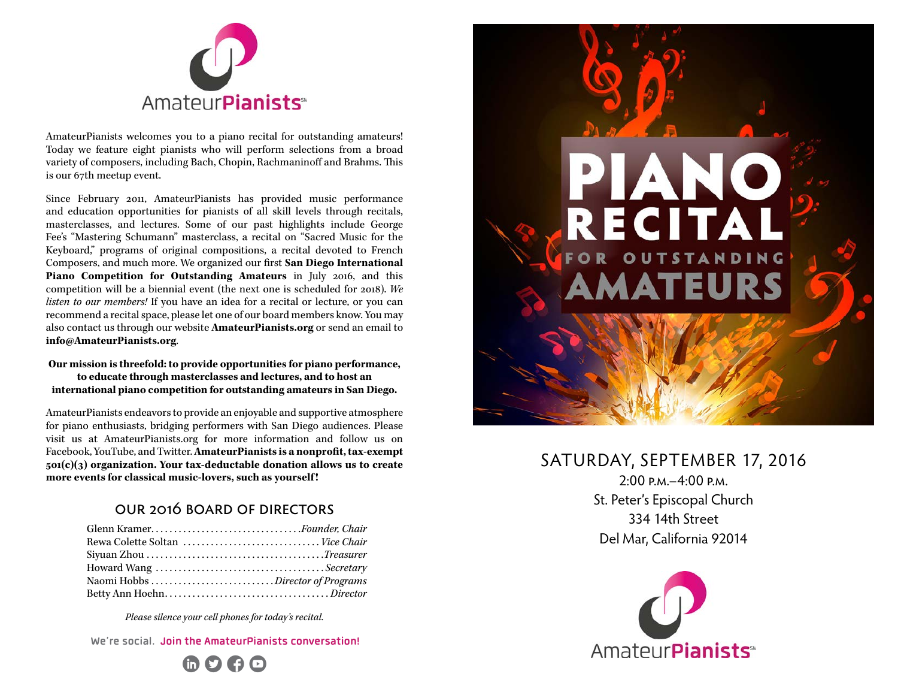AmateurPianists℠

AmateurPianists welcomes you to a piano recital for outstanding amateurs! Today we feature eight pianists who will perform selections from a broad variety of composers, including Bach, Chopin, Rachmaninoff and Brahms. This is our 67th meetup event.

Since February 2011, AmateurPianists has provided music performance and education opportunities for pianists of all skill levels through recitals, masterclasses, and lectures. Some of our past highlights include George Fee's "Mastering Schumann" masterclass, a recital on "Sacred Music for the Keyboard," programs of original compositions, a recital devoted to French Composers, and much more. We organized our first **San Diego International Piano Competition for Outstanding Amateurs** in July 2016, and this competition will be a biennial event (the next one is scheduled for 2018). *We listen to our members!* If you have an idea for a recital or lecture, or you can recommend a recital space, please let one of our board members know. You may also contact us through our website **AmateurPianists.org** or send an email to **info@AmateurPianists.org**.

**Our mission is threefold: to provide opportunities for piano performance, to educate through masterclasses and lectures, and to host an international piano competition for outstanding amateurs in San Diego.**

AmateurPianists endeavors to provide an enjoyable and supportive atmosphere for piano enthusiasts, bridging performers with San Diego audiences. Please visit us at AmateurPianists.org for more information and follow us on Facebook, YouTube, and Twitter. **AmateurPianists is a nonprofit, tax-exempt 501(c)(3) organization. Your tax-deductable donation allows us to create more events for classical music-lovers, such as yourself!**

## Our 2016 Board of Directors

Glenn Kramer. . . . . . . . . . *Founder, Chair*
Rewa Colette Soltan . . . . . . . . . . *Vice Chair*
Siyuan Zhou . . . . . . . . . . *Treasurer*
Howard Wang . . . . . . . . . . *Secretary*
Naomi Hobbs . . . . . . . . . . *Director of Programs*
Betty Ann Hoehn. . . . . . . . . . *Director*

*Please silence your cell phones for today's recital.*

We're social. **Join the AmateurPianists conversation!**

# PIANO RECITAL FOR OUTSTANDING AMATEURS

SATURDAY, SEPTEMBER 17, 2016
2:00 P.M.–4:00 P.M.
St. Peter's Episcopal Church
334 14th Street
Del Mar, California 92014

AmateurPianists℠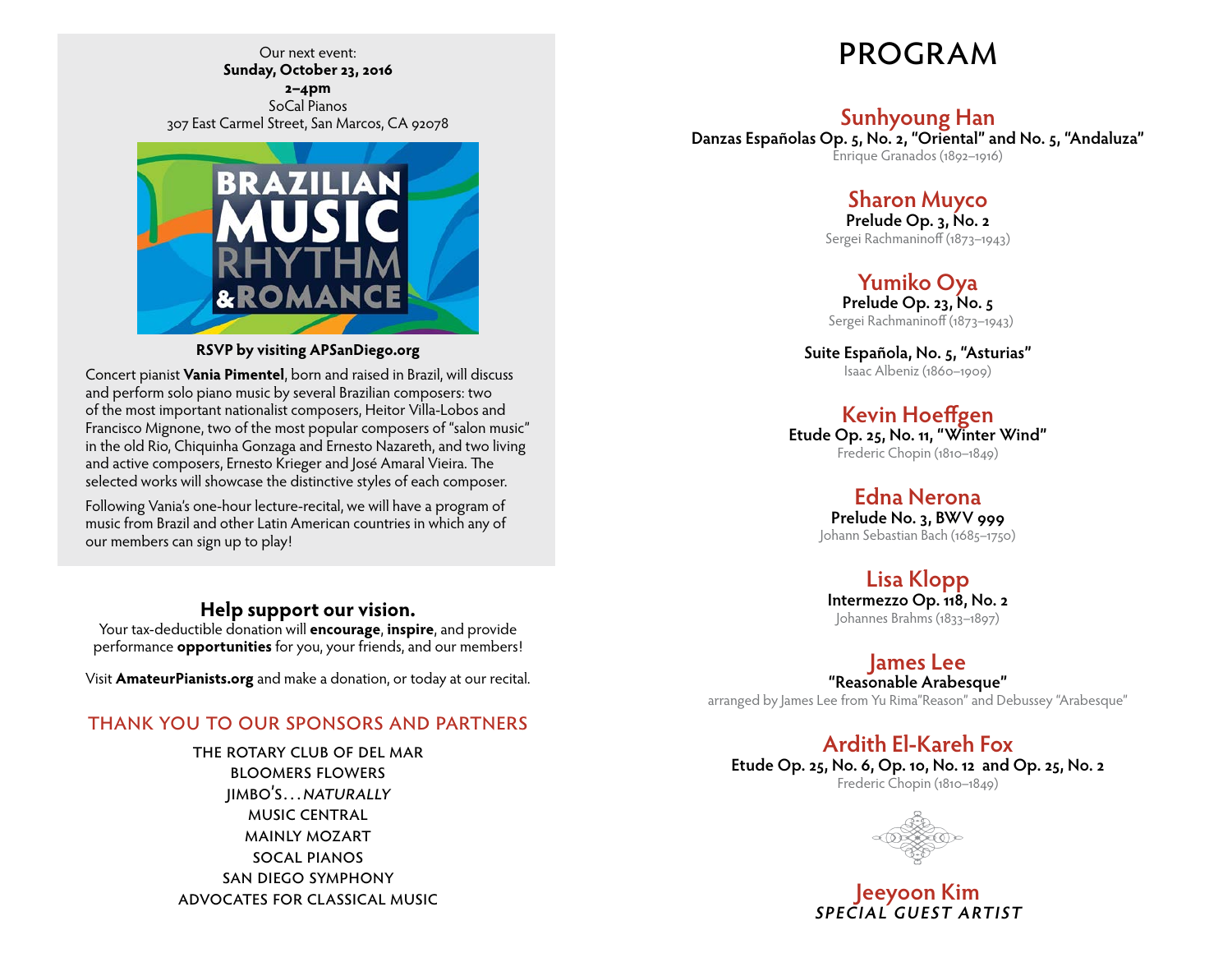Our next event:
**Sunday, October 23, 2016**
**2–4pm**
SoCal Pianos
307 East Carmel Street, San Marcos, CA 92078

BRAZILIAN MUSIC RHYTHM & ROMANCE

**RSVP by visiting APSanDiego.org**

Concert pianist **Vania Pimentel**, born and raised in Brazil, will discuss and perform solo piano music by several Brazilian composers: two of the most important nationalist composers, Heitor Villa-Lobos and Francisco Mignone, two of the most popular composers of "salon music" in the old Rio, Chiquinha Gonzaga and Ernesto Nazareth, and two living and active composers, Ernesto Krieger and José Amaral Vieira. The selected works will showcase the distinctive styles of each composer.

Following Vania's one-hour lecture-recital, we will have a program of music from Brazil and other Latin American countries in which any of our members can sign up to play!

## Help support our vision.

Your tax-deductible donation will **encourage**, **inspire**, and provide performance **opportunities** for you, your friends, and our members!

Visit **AmateurPianists.org** and make a donation, or today at our recital.

## THANK YOU TO OUR SPONSORS AND PARTNERS

THE ROTARY CLUB OF DEL MAR
BLOOMERS FLOWERS
JIMBO'S…*NATURALLY*
MUSIC CENTRAL
MAINLY MOZART
SOCAL PIANOS
SAN DIEGO SYMPHONY
ADVOCATES FOR CLASSICAL MUSIC

# PROGRAM

## Sunhyoung Han
**Danzas Españolas Op. 5, No. 2, "Oriental" and No. 5, "Andaluza"**
Enrique Granados (1892–1916)

## Sharon Muyco
**Prelude Op. 3, No. 2**
Sergei Rachmaninoff (1873–1943)

## Yumiko Oya
**Prelude Op. 23, No. 5**
Sergei Rachmaninoff (1873–1943)

**Suite Española, No. 5, "Asturias"**
Isaac Albeniz (1860–1909)

## Kevin Hoeffgen
**Etude Op. 25, No. 11, "Winter Wind"**
Frederic Chopin (1810–1849)

## Edna Nerona
**Prelude No. 3, BWV 999**
Johann Sebastian Bach (1685–1750)

## Lisa Klopp
**Intermezzo Op. 118, No. 2**
Johannes Brahms (1833–1897)

## James Lee
**"Reasonable Arabesque"**
arranged by James Lee from Yu Rima"Reason" and Debussey "Arabesque"

## Ardith El-Kareh Fox
**Etude Op. 25, No. 6, Op. 10, No. 12 and Op. 25, No. 2**
Frederic Chopin (1810–1849)

## Jeeyoon Kim
***SPECIAL GUEST ARTIST***